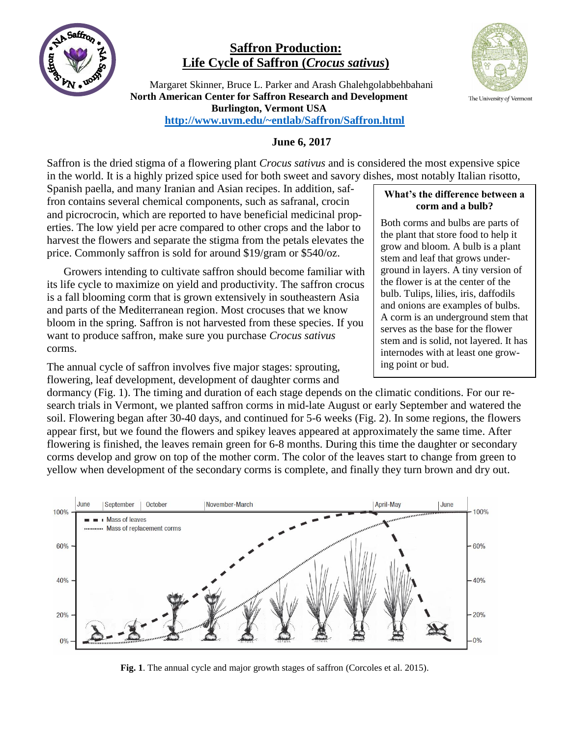# Saffron Production: Life Cycle of Saffron (*Crocus sativus*)

Margaret Skinner, Bruce L. Parker and Arash Ghalehgolabbehbahani
**North American Center for Saffron Research and Development**
**Burlington, Vermont USA**
**http://www.uvm.edu/~entlab/Saffron/Saffron.html**

**June 6, 2017**

Saffron is the dried stigma of a flowering plant *Crocus sativus* and is considered the most expensive spice in the world. It is a highly prized spice used for both sweet and savory dishes, most notably Italian risotto, Spanish paella, and many Iranian and Asian recipes. In addition, saffron contains several chemical components, such as safranal, crocin and picrocrocin, which are reported to have beneficial medicinal properties. The low yield per acre compared to other crops and the labor to harvest the flowers and separate the stigma from the petals elevates the price. Commonly saffron is sold for around $19/gram or $540/oz.

Growers intending to cultivate saffron should become familiar with its life cycle to maximize on yield and productivity. The saffron crocus is a fall blooming corm that is grown extensively in southeastern Asia and parts of the Mediterranean region. Most crocuses that we know bloom in the spring. Saffron is not harvested from these species. If you want to produce saffron, make sure you purchase *Crocus sativus* corms.

> **What's the difference between a corm and a bulb?**
>
> Both corms and bulbs are parts of the plant that store food to help it grow and bloom. A bulb is a plant stem and leaf that grows underground in layers. A tiny version of the flower is at the center of the bulb. Tulips, lilies, iris, daffodils and onions are examples of bulbs. A corm is an underground stem that serves as the base for the flower stem and is solid, not layered. It has internodes with at least one growing point or bud.

The annual cycle of saffron involves five major stages: sprouting, flowering, leaf development, development of daughter corms and dormancy (Fig. 1). The timing and duration of each stage depends on the climatic conditions. For our research trials in Vermont, we planted saffron corms in mid-late August or early September and watered the soil. Flowering began after 30-40 days, and continued for 5-6 weeks (Fig. 2). In some regions, the flowers appear first, but we found the flowers and spikey leaves appeared at approximately the same time. After flowering is finished, the leaves remain green for 6-8 months. During this time the daughter or secondary corms develop and grow on top of the mother corm. The color of the leaves start to change from green to yellow when development of the secondary corms is complete, and finally they turn brown and dry out.

**Fig. 1**. The annual cycle and major growth stages of saffron (Corcoles et al. 2015).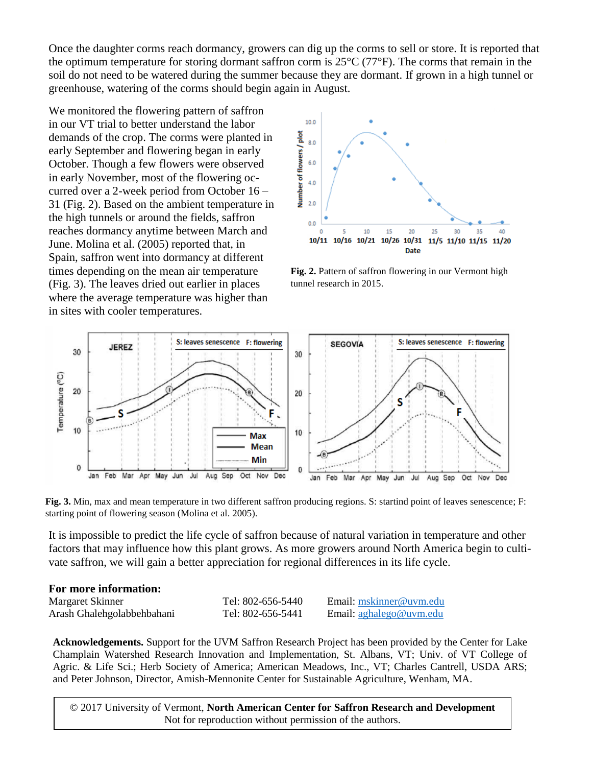Once the daughter corms reach dormancy, growers can dig up the corms to sell or store. It is reported that the optimum temperature for storing dormant saffron corm is 25°C (77°F). The corms that remain in the soil do not need to be watered during the summer because they are dormant. If grown in a high tunnel or greenhouse, watering of the corms should begin again in August.

We monitored the flowering pattern of saffron in our VT trial to better understand the labor demands of the crop. The corms were planted in early September and flowering began in early October. Though a few flowers were observed in early November, most of the flowering occurred over a 2-week period from October 16 – 31 (Fig. 2). Based on the ambient temperature in the high tunnels or around the fields, saffron reaches dormancy anytime between March and June. Molina et al. (2005) reported that, in Spain, saffron went into dormancy at different times depending on the mean air temperature (Fig. 3). The leaves dried out earlier in places where the average temperature was higher than in sites with cooler temperatures.

Number of flowers / plot
10.0
8.0
6.0
4.0
2.0
0.0
0 5 10 15 20 25 30 35 40
10/11 10/16 10/21 10/26 10/31 11/5 11/10 11/15 11/20
Date

**Fig. 2.** Pattern of saffron flowering in our Vermont high tunnel research in 2015.

JEREZ
S: leaves senescence F: flowering
Temperature (°C)
30
20
10
0
Max
Mean
Min
Jan Feb Mar Apr May Jun Jul Aug Sep Oct Nov Dec

SEGOVIA
S: leaves senescence F: flowering
30
20
10
0
Jan Feb Mar Apr May Jun Jul Aug Sep Oct Nov Dec

**Fig. 3.** Min, max and mean temperature in two different saffron producing regions. S: startind point of leaves senescence; F: starting point of flowering season (Molina et al. 2005).

It is impossible to predict the life cycle of saffron because of natural variation in temperature and other factors that may influence how this plant grows. As more growers around North America begin to cultivate saffron, we will gain a better appreciation for regional differences in its life cycle.

## For more information:

| | | |
|---|---|---|
| Margaret Skinner | Tel: 802-656-5440 | Email: mskinner@uvm.edu |
| Arash Ghalehgolabbehbahani | Tel: 802-656-5441 | Email: aghalego@uvm.edu |

**Acknowledgements.** Support for the UVM Saffron Research Project has been provided by the Center for Lake Champlain Watershed Research Innovation and Implementation, St. Albans, VT; Univ. of VT College of Agric. & Life Sci.; Herb Society of America; American Meadows, Inc., VT; Charles Cantrell, USDA ARS; and Peter Johnson, Director, Amish-Mennonite Center for Sustainable Agriculture, Wenham, MA.

© 2017 University of Vermont, **North American Center for Saffron Research and Development**
Not for reproduction without permission of the authors.